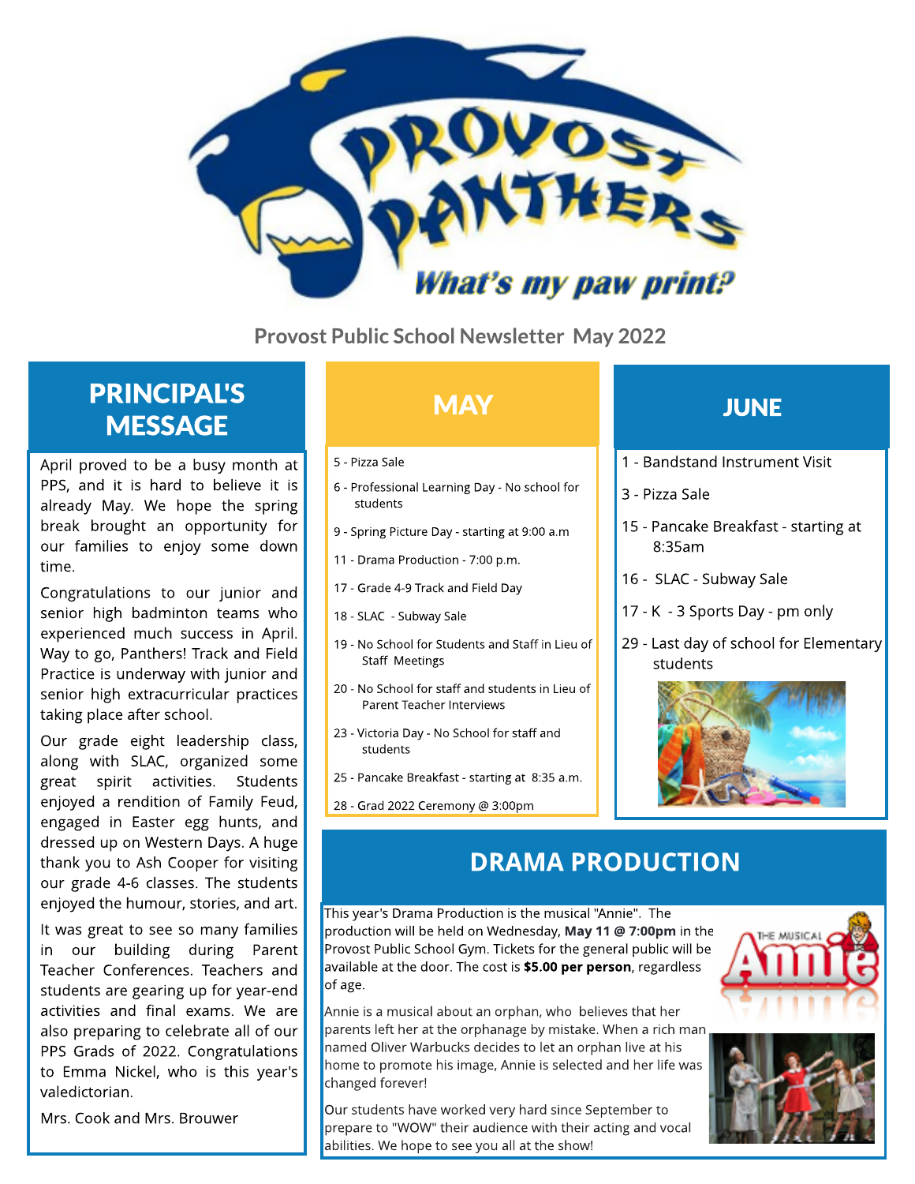Provost Public School Newsletter May 2022

## PRINCIPAL'S MESSAGE

April proved to be a busy month at PPS, and it is hard to believe it is already May. We hope the spring break brought an opportunity for our families to enjoy some down time.

Congratulations to our junior and senior high badminton teams who experienced much success in April. Way to go, Panthers! Track and Field Practice is underway with junior and senior high extracurricular practices taking place after school.

Our grade eight leadership class, along with SLAC, organized some great spirit activities. Students enjoyed a rendition of Family Feud, engaged in Easter egg hunts, and dressed up on Western Days. A huge thank you to Ash Cooper for visiting our grade 4-6 classes. The students enjoyed the humour, stories, and art.

It was great to see so many families in our building during Parent Teacher Conferences. Teachers and students are gearing up for year-end activities and final exams. We are also preparing to celebrate all of our PPS Grads of 2022. Congratulations to Emma Nickel, who is this year's valedictorian.

Mrs. Cook and Mrs. Brouwer

## MAY

- 5 - Pizza Sale
- 6 - Professional Learning Day - No school for students
- 9 - Spring Picture Day - starting at 9:00 a.m
- 11 - Drama Production - 7:00 p.m.
- 17 - Grade 4-9 Track and Field Day
- 18 - SLAC - Subway Sale
- 19 - No School for Students and Staff in Lieu of Staff Meetings
- 20 - No School for staff and students in Lieu of Parent Teacher Interviews
- 23 - Victoria Day - No School for staff and students
- 25 - Pancake Breakfast - starting at 8:35 a.m.
- 28 - Grad 2022 Ceremony @ 3:00pm

## JUNE

- 1 - Bandstand Instrument Visit
- 3 - Pizza Sale
- 15 - Pancake Breakfast - starting at 8:35am
- 16 - SLAC - Subway Sale
- 17 - K - 3 Sports Day - pm only
- 29 - Last day of school for Elementary students

## DRAMA PRODUCTION

This year's Drama Production is the musical "Annie". The production will be held on Wednesday, **May 11 @ 7:00pm** in the Provost Public School Gym. Tickets for the general public will be available at the door. The cost is **$5.00 per person**, regardless of age.

Annie is a musical about an orphan, who believes that her parents left her at the orphanage by mistake. When a rich man named Oliver Warbucks decides to let an orphan live at his home to promote his image, Annie is selected and her life was changed forever!

Our students have worked very hard since September to prepare to "WOW" their audience with their acting and vocal abilities. We hope to see you all at the show!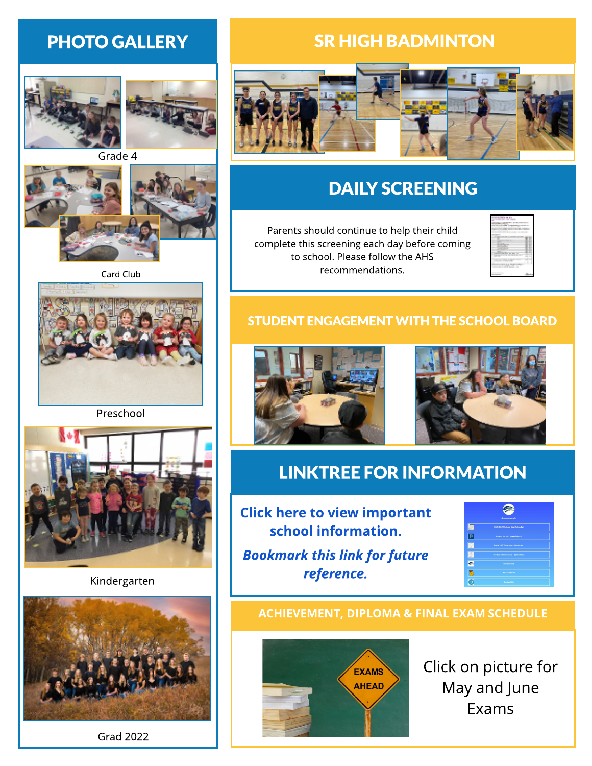## PHOTO GALLERY

Grade 4

Card Club

Preschool

Kindergarten

Grad 2022

## SR HIGH BADMINTON

## DAILY SCREENING

Parents should continue to help their child complete this screening each day before coming to school. Please follow the AHS recommendations.

## STUDENT ENGAGEMENT WITH THE SCHOOL BOARD

## LINKTREE FOR INFORMATION

**Click here to view important school information.**

***Bookmark this link for future reference.***

## ACHIEVEMENT, DIPLOMA & FINAL EXAM SCHEDULE

Click on picture for May and June Exams